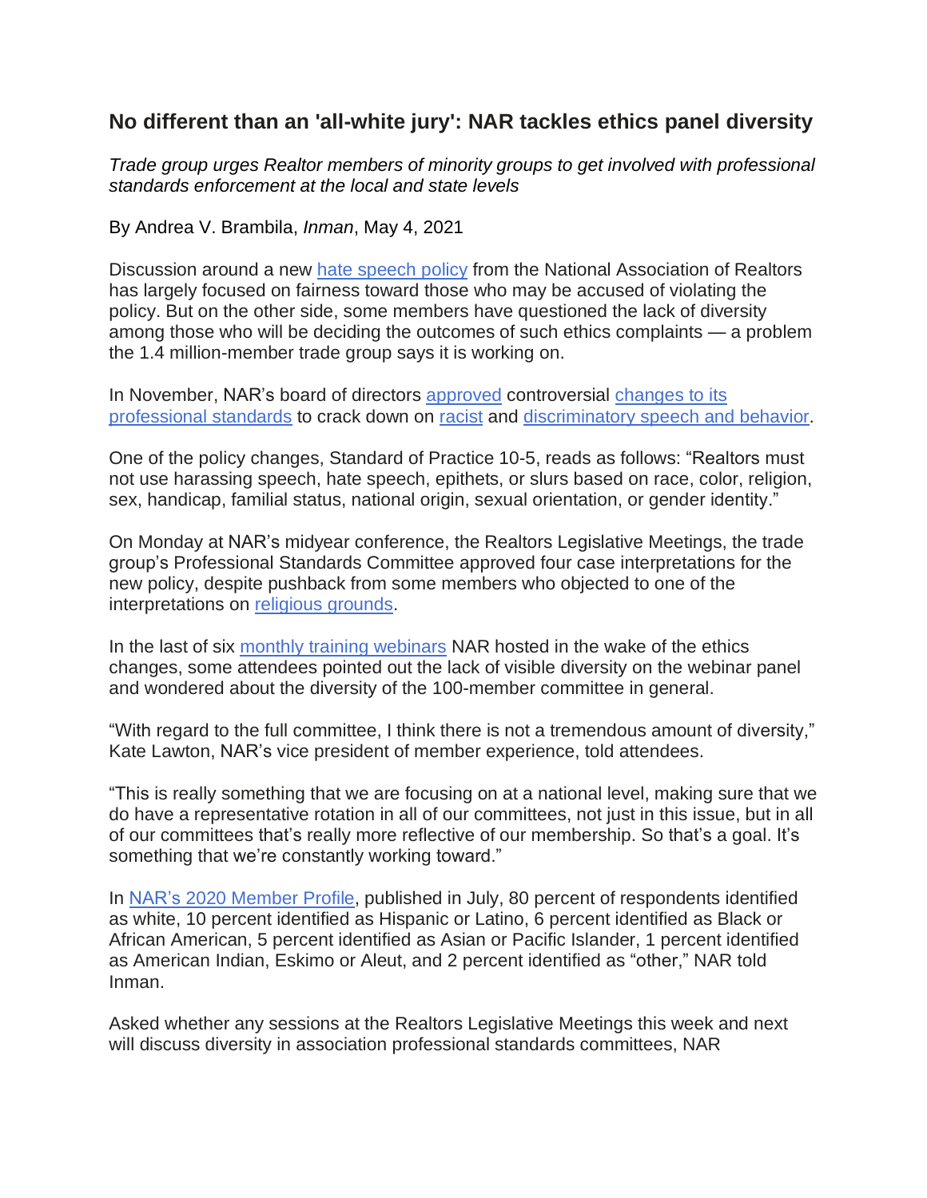## No different than an 'all-white jury': NAR tackles ethics panel diversity

*Trade group urges Realtor members of minority groups to get involved with professional standards enforcement at the local and state levels*

By Andrea V. Brambila, *Inman*, May 4, 2021

Discussion around a new hate speech policy from the National Association of Realtors has largely focused on fairness toward those who may be accused of violating the policy. But on the other side, some members have questioned the lack of diversity among those who will be deciding the outcomes of such ethics complaints — a problem the 1.4 million-member trade group says it is working on.

In November, NAR's board of directors approved controversial changes to its professional standards to crack down on racist and discriminatory speech and behavior.

One of the policy changes, Standard of Practice 10-5, reads as follows: "Realtors must not use harassing speech, hate speech, epithets, or slurs based on race, color, religion, sex, handicap, familial status, national origin, sexual orientation, or gender identity."

On Monday at NAR's midyear conference, the Realtors Legislative Meetings, the trade group's Professional Standards Committee approved four case interpretations for the new policy, despite pushback from some members who objected to one of the interpretations on religious grounds.

In the last of six monthly training webinars NAR hosted in the wake of the ethics changes, some attendees pointed out the lack of visible diversity on the webinar panel and wondered about the diversity of the 100-member committee in general.

"With regard to the full committee, I think there is not a tremendous amount of diversity," Kate Lawton, NAR's vice president of member experience, told attendees.

"This is really something that we are focusing on at a national level, making sure that we do have a representative rotation in all of our committees, not just in this issue, but in all of our committees that's really more reflective of our membership. So that's a goal. It's something that we're constantly working toward."

In NAR's 2020 Member Profile, published in July, 80 percent of respondents identified as white, 10 percent identified as Hispanic or Latino, 6 percent identified as Black or African American, 5 percent identified as Asian or Pacific Islander, 1 percent identified as American Indian, Eskimo or Aleut, and 2 percent identified as "other," NAR told Inman.

Asked whether any sessions at the Realtors Legislative Meetings this week and next will discuss diversity in association professional standards committees, NAR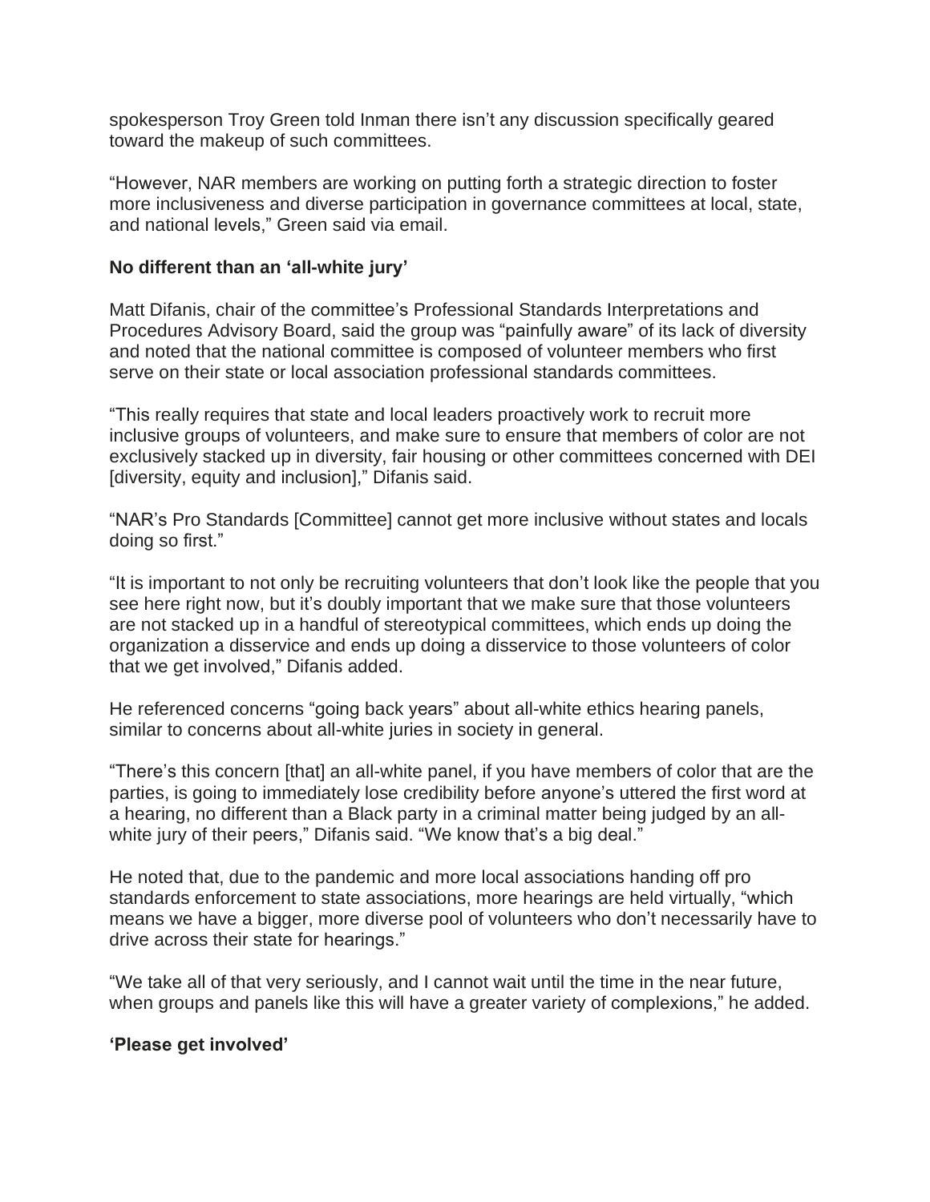spokesperson Troy Green told Inman there isn't any discussion specifically geared toward the makeup of such committees.

"However, NAR members are working on putting forth a strategic direction to foster more inclusiveness and diverse participation in governance committees at local, state, and national levels," Green said via email.

**No different than an 'all-white jury'**

Matt Difanis, chair of the committee's Professional Standards Interpretations and Procedures Advisory Board, said the group was "painfully aware" of its lack of diversity and noted that the national committee is composed of volunteer members who first serve on their state or local association professional standards committees.

"This really requires that state and local leaders proactively work to recruit more inclusive groups of volunteers, and make sure to ensure that members of color are not exclusively stacked up in diversity, fair housing or other committees concerned with DEI [diversity, equity and inclusion]," Difanis said.

"NAR's Pro Standards [Committee] cannot get more inclusive without states and locals doing so first."

"It is important to not only be recruiting volunteers that don't look like the people that you see here right now, but it's doubly important that we make sure that those volunteers are not stacked up in a handful of stereotypical committees, which ends up doing the organization a disservice and ends up doing a disservice to those volunteers of color that we get involved," Difanis added.

He referenced concerns "going back years" about all-white ethics hearing panels, similar to concerns about all-white juries in society in general.

"There's this concern [that] an all-white panel, if you have members of color that are the parties, is going to immediately lose credibility before anyone's uttered the first word at a hearing, no different than a Black party in a criminal matter being judged by an all-white jury of their peers," Difanis said. "We know that's a big deal."

He noted that, due to the pandemic and more local associations handing off pro standards enforcement to state associations, more hearings are held virtually, "which means we have a bigger, more diverse pool of volunteers who don't necessarily have to drive across their state for hearings."

"We take all of that very seriously, and I cannot wait until the time in the near future, when groups and panels like this will have a greater variety of complexions," he added.

**'Please get involved'**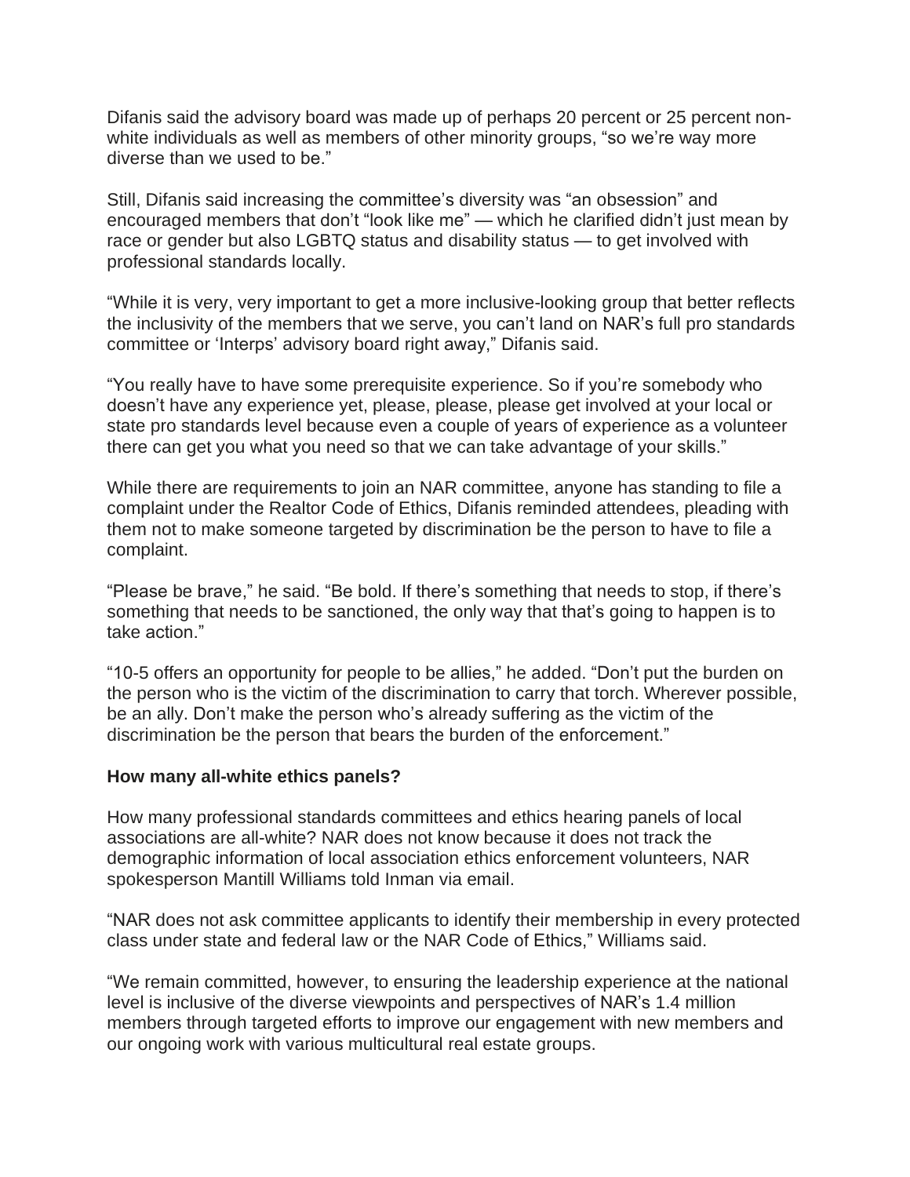Difanis said the advisory board was made up of perhaps 20 percent or 25 percent non-white individuals as well as members of other minority groups, "so we're way more diverse than we used to be."

Still, Difanis said increasing the committee's diversity was "an obsession" and encouraged members that don't "look like me" — which he clarified didn't just mean by race or gender but also LGBTQ status and disability status — to get involved with professional standards locally.

"While it is very, very important to get a more inclusive-looking group that better reflects the inclusivity of the members that we serve, you can't land on NAR's full pro standards committee or 'Interps' advisory board right away," Difanis said.

"You really have to have some prerequisite experience. So if you're somebody who doesn't have any experience yet, please, please, please get involved at your local or state pro standards level because even a couple of years of experience as a volunteer there can get you what you need so that we can take advantage of your skills."

While there are requirements to join an NAR committee, anyone has standing to file a complaint under the Realtor Code of Ethics, Difanis reminded attendees, pleading with them not to make someone targeted by discrimination be the person to have to file a complaint.

"Please be brave," he said. "Be bold. If there's something that needs to stop, if there's something that needs to be sanctioned, the only way that that's going to happen is to take action."

"10-5 offers an opportunity for people to be allies," he added. "Don't put the burden on the person who is the victim of the discrimination to carry that torch. Wherever possible, be an ally. Don't make the person who's already suffering as the victim of the discrimination be the person that bears the burden of the enforcement."

**How many all-white ethics panels?**

How many professional standards committees and ethics hearing panels of local associations are all-white? NAR does not know because it does not track the demographic information of local association ethics enforcement volunteers, NAR spokesperson Mantill Williams told Inman via email.

"NAR does not ask committee applicants to identify their membership in every protected class under state and federal law or the NAR Code of Ethics," Williams said.

"We remain committed, however, to ensuring the leadership experience at the national level is inclusive of the diverse viewpoints and perspectives of NAR's 1.4 million members through targeted efforts to improve our engagement with new members and our ongoing work with various multicultural real estate groups.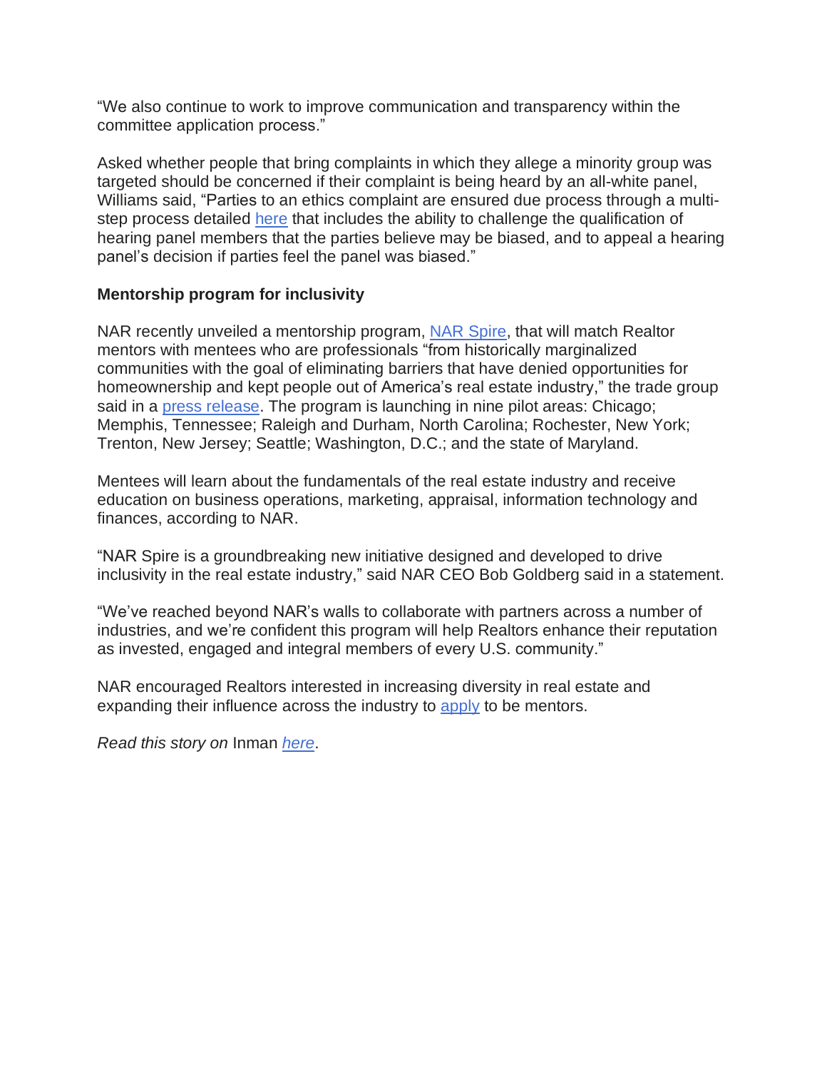"We also continue to work to improve communication and transparency within the committee application process."

Asked whether people that bring complaints in which they allege a minority group was targeted should be concerned if their complaint is being heard by an all-white panel, Williams said, "Parties to an ethics complaint are ensured due process through a multi-step process detailed here that includes the ability to challenge the qualification of hearing panel members that the parties believe may be biased, and to appeal a hearing panel's decision if parties feel the panel was biased."

**Mentorship program for inclusivity**

NAR recently unveiled a mentorship program, NAR Spire, that will match Realtor mentors with mentees who are professionals "from historically marginalized communities with the goal of eliminating barriers that have denied opportunities for homeownership and kept people out of America's real estate industry," the trade group said in a press release. The program is launching in nine pilot areas: Chicago; Memphis, Tennessee; Raleigh and Durham, North Carolina; Rochester, New York; Trenton, New Jersey; Seattle; Washington, D.C.; and the state of Maryland.

Mentees will learn about the fundamentals of the real estate industry and receive education on business operations, marketing, appraisal, information technology and finances, according to NAR.

"NAR Spire is a groundbreaking new initiative designed and developed to drive inclusivity in the real estate industry," said NAR CEO Bob Goldberg said in a statement.

"We've reached beyond NAR's walls to collaborate with partners across a number of industries, and we're confident this program will help Realtors enhance their reputation as invested, engaged and integral members of every U.S. community."

NAR encouraged Realtors interested in increasing diversity in real estate and expanding their influence across the industry to apply to be mentors.

*Read this story on* Inman *here*.